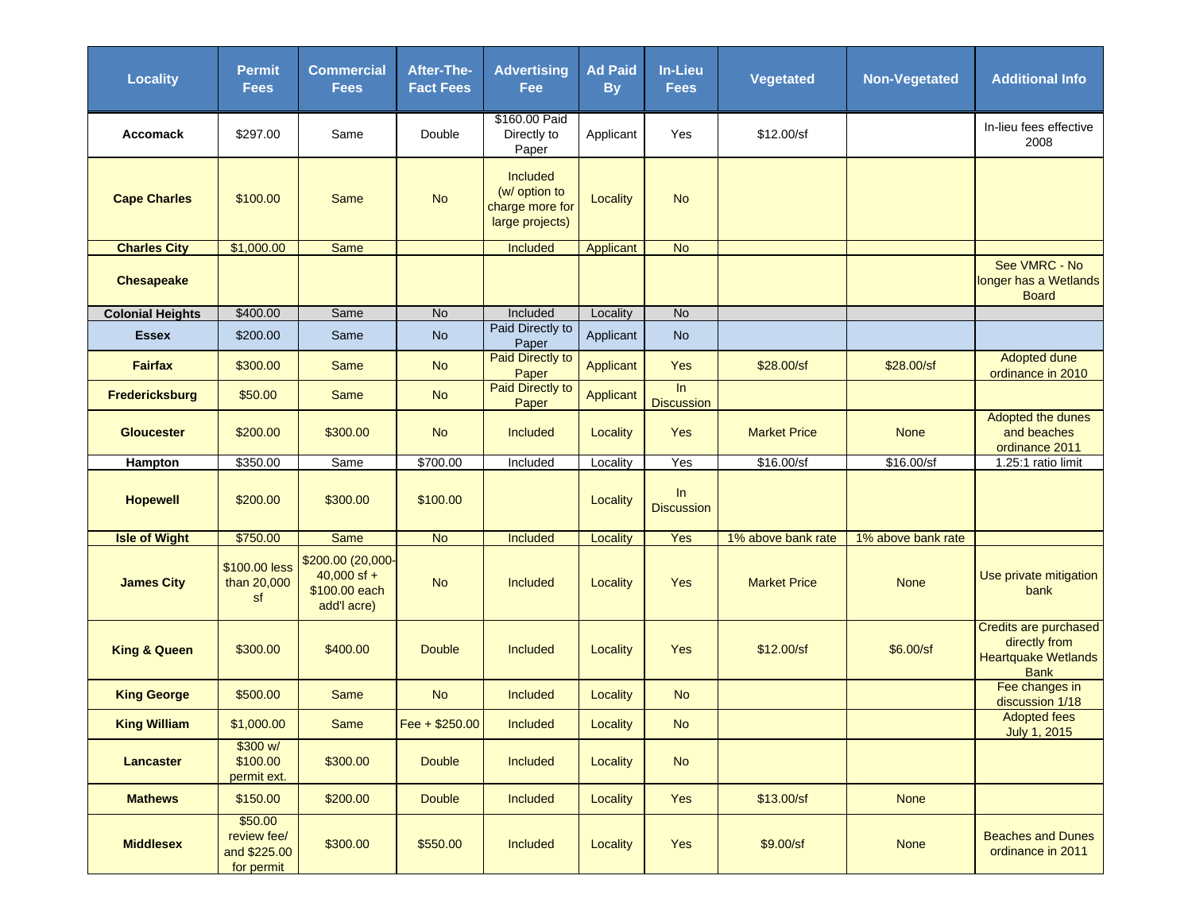| Locality | Permit Fees | Commercial Fees | After-The-Fact Fees | Advertising Fee | Ad Paid By | In-Lieu Fees | Vegetated | Non-Vegetated | Additional Info |
|---|---|---|---|---|---|---|---|---|---|
| **Accomack** | $297.00 | Same | Double | $160.00 Paid Directly to Paper | Applicant | Yes | $12.00/sf | | In-lieu fees effective 2008 |
| **Cape Charles** | $100.00 | Same | No | Included (w/ option to charge more for large projects) | Locality | No | | | |
| **Charles City** | $1,000.00 | Same | | Included | Applicant | No | | | |
| **Chesapeake** | | | | | | | | | See VMRC - No longer has a Wetlands Board |
| **Colonial Heights** | $400.00 | Same | No | Included | Locality | No | | | |
| **Essex** | $200.00 | Same | No | Paid Directly to Paper | Applicant | No | | | |
| **Fairfax** | $300.00 | Same | No | Paid Directly to Paper | Applicant | Yes | $28.00/sf | $28.00/sf | Adopted dune ordinance in 2010 |
| **Fredericksburg** | $50.00 | Same | No | Paid Directly to Paper | Applicant | In Discussion | | | |
| **Gloucester** | $200.00 | $300.00 | No | Included | Locality | Yes | Market Price | None | Adopted the dunes and beaches ordinance 2011 |
| **Hampton** | $350.00 | Same | $700.00 | Included | Locality | Yes | $16.00/sf | $16.00/sf | 1.25:1 ratio limit |
| **Hopewell** | $200.00 | $300.00 | $100.00 | | Locality | In Discussion | | | |
| **Isle of Wight** | $750.00 | Same | No | Included | Locality | Yes | 1% above bank rate | 1% above bank rate | |
| **James City** | $100.00 less than 20,000 sf | $200.00 (20,000-40,000 sf + $100.00 each add'l acre) | No | Included | Locality | Yes | Market Price | None | Use private mitigation bank |
| **King & Queen** | $300.00 | $400.00 | Double | Included | Locality | Yes | $12.00/sf | $6.00/sf | Credits are purchased directly from Heartquake Wetlands Bank |
| **King George** | $500.00 | Same | No | Included | Locality | No | | | Fee changes in discussion 1/18 |
| **King William** | $1,000.00 | Same | Fee + $250.00 | Included | Locality | No | | | Adopted fees July 1, 2015 |
| **Lancaster** | $300 w/ $100.00 permit ext. | $300.00 | Double | Included | Locality | No | | | |
| **Mathews** | $150.00 | $200.00 | Double | Included | Locality | Yes | $13.00/sf | None | |
| **Middlesex** | $50.00 review fee/ and $225.00 for permit | $300.00 | $550.00 | Included | Locality | Yes | $9.00/sf | None | Beaches and Dunes ordinance in 2011 |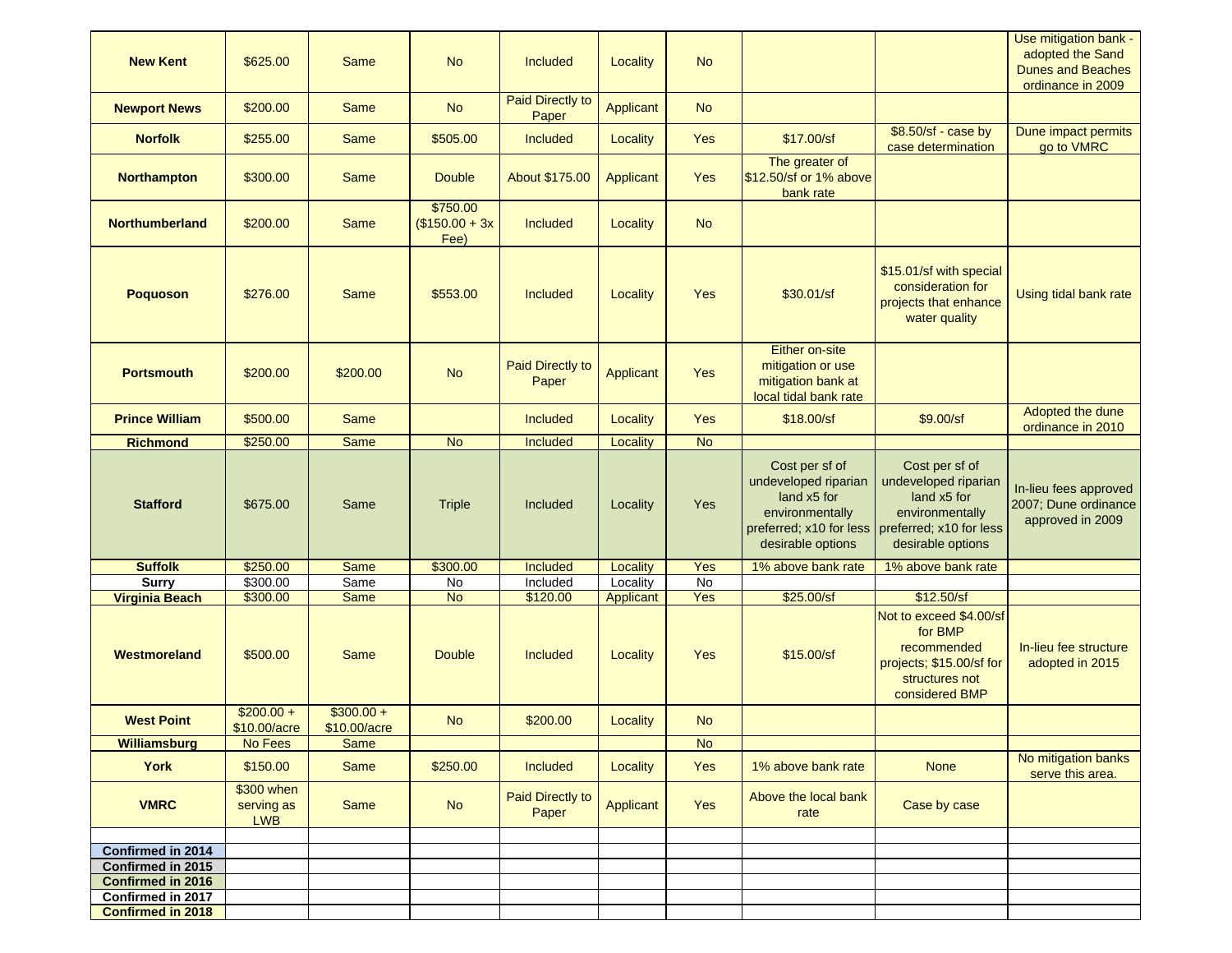| | | | | | | | | | |
|---|---|---|---|---|---|---|---|---|---|
| **New Kent** | $625.00 | Same | No | Included | Locality | No | | | Use mitigation bank - adopted the Sand Dunes and Beaches ordinance in 2009 |
| **Newport News** | $200.00 | Same | No | Paid Directly to Paper | Applicant | No | | | |
| **Norfolk** | $255.00 | Same | $505.00 | Included | Locality | Yes | $17.00/sf | $8.50/sf - case by case determination | Dune impact permits go to VMRC |
| **Northampton** | $300.00 | Same | Double | About $175.00 | Applicant | Yes | The greater of $12.50/sf or 1% above bank rate | | |
| **Northumberland** | $200.00 | Same | $750.00 ($150.00 + 3x Fee) | Included | Locality | No | | | |
| **Poquoson** | $276.00 | Same | $553.00 | Included | Locality | Yes | $30.01/sf | $15.01/sf with special consideration for projects that enhance water quality | Using tidal bank rate |
| **Portsmouth** | $200.00 | $200.00 | No | Paid Directly to Paper | Applicant | Yes | Either on-site mitigation or use mitigation bank at local tidal bank rate | | |
| **Prince William** | $500.00 | Same | | Included | Locality | Yes | $18.00/sf | $9.00/sf | Adopted the dune ordinance in 2010 |
| **Richmond** | $250.00 | Same | No | Included | Locality | No | | | |
| **Stafford** | $675.00 | Same | Triple | Included | Locality | Yes | Cost per sf of undeveloped riparian land x5 for environmentally preferred; x10 for less desirable options | Cost per sf of undeveloped riparian land x5 for environmentally preferred; x10 for less desirable options | In-lieu fees approved 2007; Dune ordinance approved in 2009 |
| **Suffolk** | $250.00 | Same | $300.00 | Included | Locality | Yes | 1% above bank rate | 1% above bank rate | |
| **Surry** | $300.00 | Same | No | Included | Locality | No | | | |
| **Virginia Beach** | $300.00 | Same | No | $120.00 | Applicant | Yes | $25.00/sf | $12.50/sf | |
| **Westmoreland** | $500.00 | Same | Double | Included | Locality | Yes | $15.00/sf | Not to exceed $4.00/sf for BMP recommended projects; $15.00/sf for structures not considered BMP | In-lieu fee structure adopted in 2015 |
| **West Point** | $200.00 + $10.00/acre | $300.00 + $10.00/acre | No | $200.00 | Locality | No | | | |
| **Williamsburg** | No Fees | Same | | | | No | | | |
| **York** | $150.00 | Same | $250.00 | Included | Locality | Yes | 1% above bank rate | None | No mitigation banks serve this area. |
| **VMRC** | $300 when serving as LWB | Same | No | Paid Directly to Paper | Applicant | Yes | Above the local bank rate | Case by case | |
| | | | | | | | | | |
| **Confirmed in 2014** | | | | | | | | | |
| **Confirmed in 2015** | | | | | | | | | |
| **Confirmed in 2016** | | | | | | | | | |
| **Confirmed in 2017** | | | | | | | | | |
| **Confirmed in 2018** | | | | | | | | | |